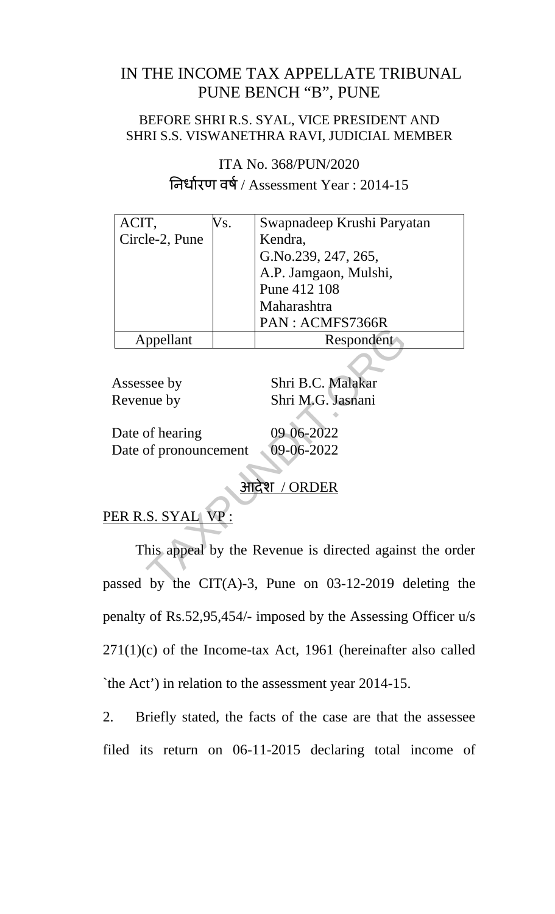# IN THE INCOME TAX APPELLATE TRIBUNAL
# PUNE BENCH "B", PUNE

BEFORE SHRI R.S. SYAL, VICE PRESIDENT AND
SHRI S.S. VISWANETHRA RAVI, JUDICIAL MEMBER

ITA No. 368/PUN/2020
निर्धारण वर्ष / Assessment Year : 2014-15

| ACIT, Circle-2, Pune | Vs. | Swapnadeep Krushi Paryatan Kendra, G.No.239, 247, 265, A.P. Jamgaon, Mulshi, Pune 412 108 Maharashtra PAN : ACMFS7366R |
|---|---|---|
| Appellant | | Respondent |

Assessee by Shri B.C. Malakar
Revenue by Shri M.G. Jasnani

Date of hearing 09 06-2022
Date of pronouncement 09-06-2022

आदेश / ORDER

PER R.S. SYAL, VP :

This appeal by the Revenue is directed against the order passed by the CIT(A)-3, Pune on 03-12-2019 deleting the penalty of Rs.52,95,454/- imposed by the Assessing Officer u/s 271(1)(c) of the Income-tax Act, 1961 (hereinafter also called `the Act') in relation to the assessment year 2014-15.

2. Briefly stated, the facts of the case are that the assessee filed its return on 06-11-2015 declaring total income of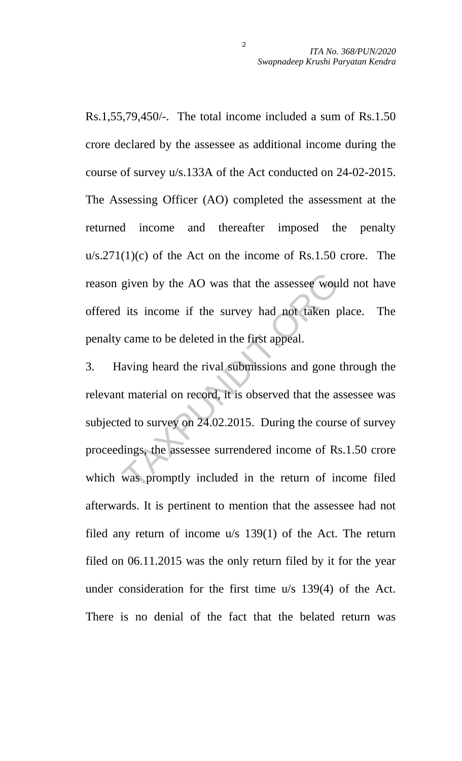Rs.1,55,79,450/-. The total income included a sum of Rs.1.50 crore declared by the assessee as additional income during the course of survey u/s.133A of the Act conducted on 24-02-2015. The Assessing Officer (AO) completed the assessment at the returned income and thereafter imposed the penalty u/s.271(1)(c) of the Act on the income of Rs.1.50 crore. The reason given by the AO was that the assessee would not have offered its income if the survey had not taken place. The penalty came to be deleted in the first appeal.

3. Having heard the rival submissions and gone through the relevant material on record, it is observed that the assessee was subjected to survey on 24.02.2015. During the course of survey proceedings, the assessee surrendered income of Rs.1.50 crore which was promptly included in the return of income filed afterwards. It is pertinent to mention that the assessee had not filed any return of income u/s 139(1) of the Act. The return filed on 06.11.2015 was the only return filed by it for the year under consideration for the first time u/s 139(4) of the Act. There is no denial of the fact that the belated return was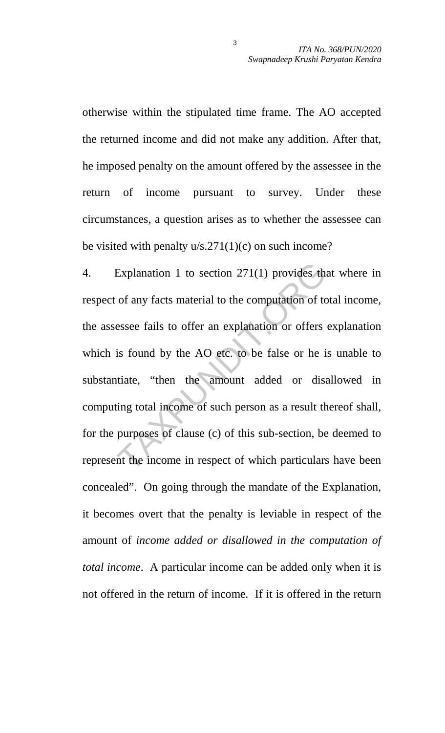otherwise within the stipulated time frame. The AO accepted the returned income and did not make any addition. After that, he imposed penalty on the amount offered by the assessee in the return of income pursuant to survey. Under these circumstances, a question arises as to whether the assessee can be visited with penalty u/s.271(1)(c) on such income?

4. Explanation 1 to section 271(1) provides that where in respect of any facts material to the computation of total income, the assessee fails to offer an explanation or offers explanation which is found by the AO etc. to be false or he is unable to substantiate, "then the amount added or disallowed in computing total income of such person as a result thereof shall, for the purposes of clause (c) of this sub-section, be deemed to represent the income in respect of which particulars have been concealed". On going through the mandate of the Explanation, it becomes overt that the penalty is leviable in respect of the amount of *income added or disallowed in the computation of total income*. A particular income can be added only when it is not offered in the return of income. If it is offered in the return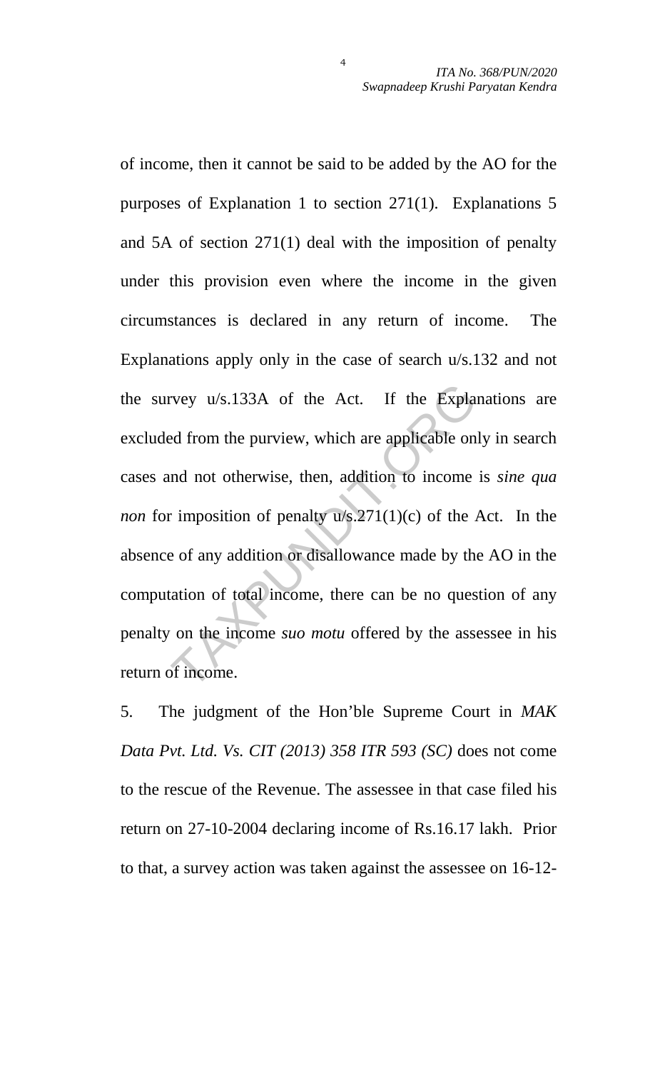of income, then it cannot be said to be added by the AO for the purposes of Explanation 1 to section 271(1). Explanations 5 and 5A of section 271(1) deal with the imposition of penalty under this provision even where the income in the given circumstances is declared in any return of income. The Explanations apply only in the case of search u/s.132 and not the survey u/s.133A of the Act. If the Explanations are excluded from the purview, which are applicable only in search cases and not otherwise, then, addition to income is *sine qua non* for imposition of penalty u/s.271(1)(c) of the Act. In the absence of any addition or disallowance made by the AO in the computation of total income, there can be no question of any penalty on the income *suo motu* offered by the assessee in his return of income.

5. The judgment of the Hon'ble Supreme Court in *MAK Data Pvt. Ltd. Vs. CIT (2013) 358 ITR 593 (SC)* does not come to the rescue of the Revenue. The assessee in that case filed his return on 27-10-2004 declaring income of Rs.16.17 lakh. Prior to that, a survey action was taken against the assessee on 16-12-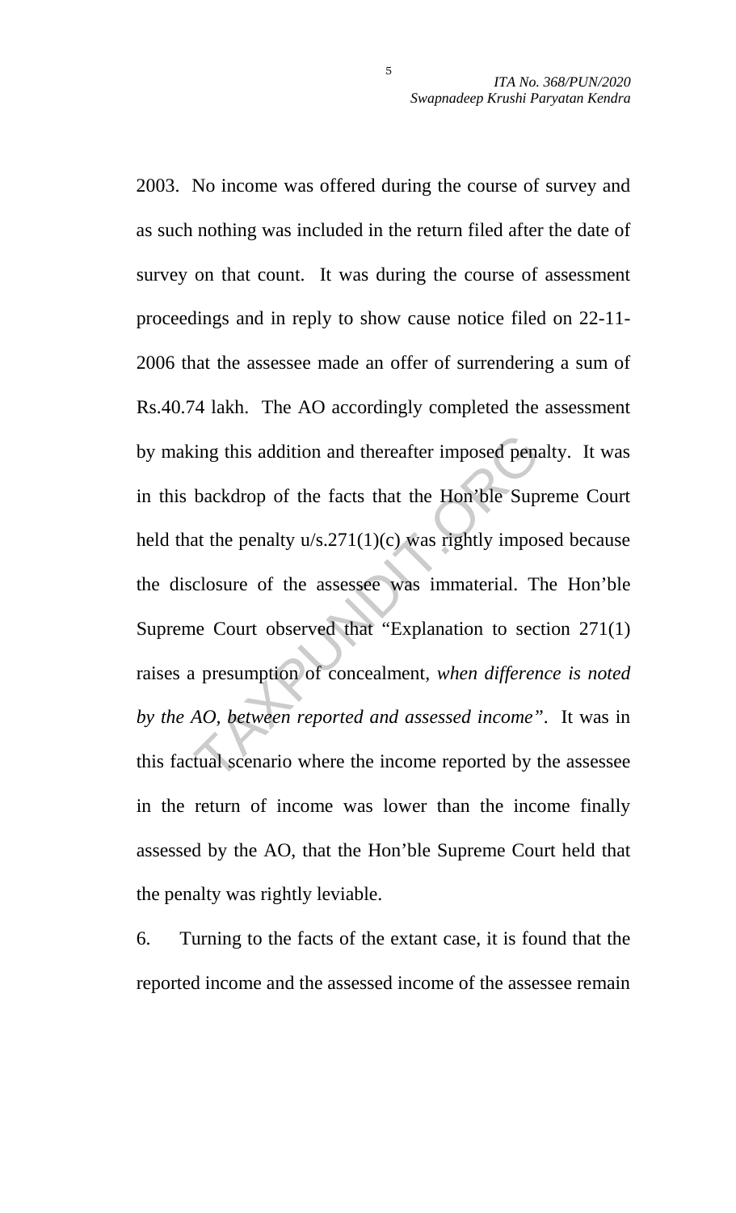2003. No income was offered during the course of survey and as such nothing was included in the return filed after the date of survey on that count. It was during the course of assessment proceedings and in reply to show cause notice filed on 22-11-2006 that the assessee made an offer of surrendering a sum of Rs.40.74 lakh. The AO accordingly completed the assessment by making this addition and thereafter imposed penalty. It was in this backdrop of the facts that the Hon'ble Supreme Court held that the penalty u/s.271(1)(c) was rightly imposed because the disclosure of the assessee was immaterial. The Hon'ble Supreme Court observed that "Explanation to section 271(1) raises a presumption of concealment, *when difference is noted by the AO, between reported and assessed income"*. It was in this factual scenario where the income reported by the assessee in the return of income was lower than the income finally assessed by the AO, that the Hon'ble Supreme Court held that the penalty was rightly leviable.

6. Turning to the facts of the extant case, it is found that the reported income and the assessed income of the assessee remain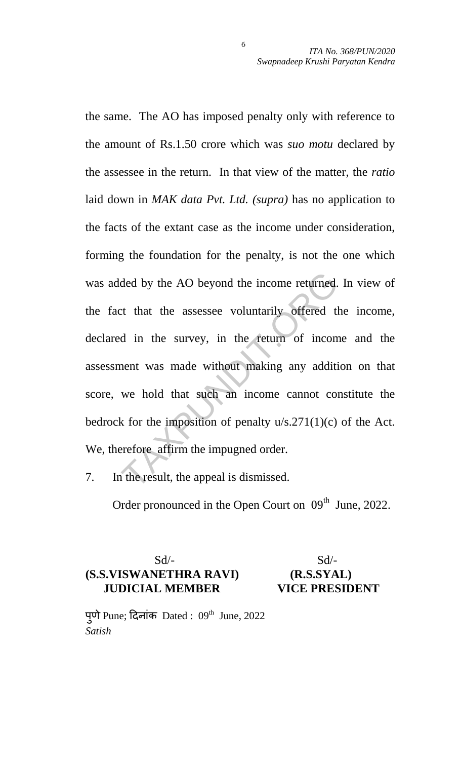the same. The AO has imposed penalty only with reference to the amount of Rs.1.50 crore which was *suo motu* declared by the assessee in the return. In that view of the matter, the *ratio* laid down in *MAK data Pvt. Ltd. (supra)* has no application to the facts of the extant case as the income under consideration, forming the foundation for the penalty, is not the one which was added by the AO beyond the income returned. In view of the fact that the assessee voluntarily offered the income, declared in the survey, in the return of income and the assessment was made without making any addition on that score, we hold that such an income cannot constitute the bedrock for the imposition of penalty u/s.271(1)(c) of the Act. We, therefore affirm the impugned order.

7. In the result, the appeal is dismissed.

Order pronounced in the Open Court on 09th June, 2022.

| Sd/- | Sd/- |
|---|---|
| **(S.S.VISWANETHRA RAVI)** | **(R.S.SYAL)** |
| **JUDICIAL MEMBER** | **VICE PRESIDENT** |

पुणे Pune; दिनांक Dated : 09th June, 2022

*Satish*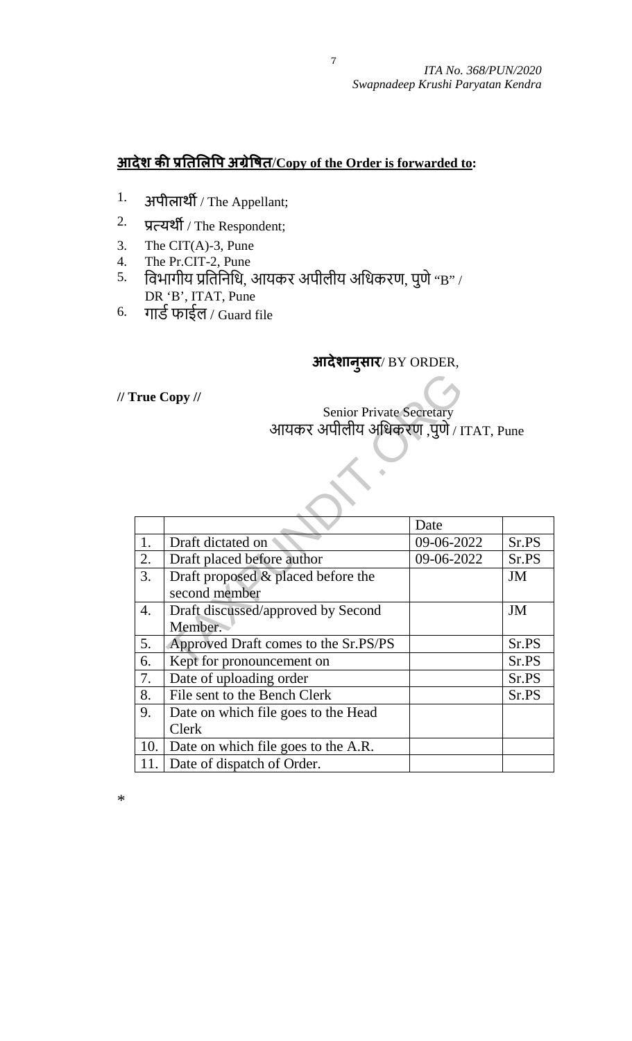**आदेश की प्रतिलिपि अग्रेषित/Copy of the Order is forwarded to:**

1. अपीलार्थी / The Appellant;
2. प्रत्यर्थी / The Respondent;
3. The CIT(A)-3, Pune
4. The Pr.CIT-2, Pune
5. विभागीय प्रतिनिधि, आयकर अपीलीय अधिकरण, पुणे "B" / DR 'B', ITAT, Pune
6. गार्ड फाईल / Guard file

**आदेशानुसार**/ BY ORDER,

**// True Copy //**

Senior Private Secretary
आयकर अपीलीय अधिकरण ,पुणे / ITAT, Pune

| | | Date | |
|---|---|---|---|
| 1. | Draft dictated on | 09-06-2022 | Sr.PS |
| 2. | Draft placed before author | 09-06-2022 | Sr.PS |
| 3. | Draft proposed & placed before the second member | | JM |
| 4. | Draft discussed/approved by Second Member. | | JM |
| 5. | Approved Draft comes to the Sr.PS/PS | | Sr.PS |
| 6. | Kept for pronouncement on | | Sr.PS |
| 7. | Date of uploading order | | Sr.PS |
| 8. | File sent to the Bench Clerk | | Sr.PS |
| 9. | Date on which file goes to the Head Clerk | | |
| 10. | Date on which file goes to the A.R. | | |
| 11. | Date of dispatch of Order. | | |

*